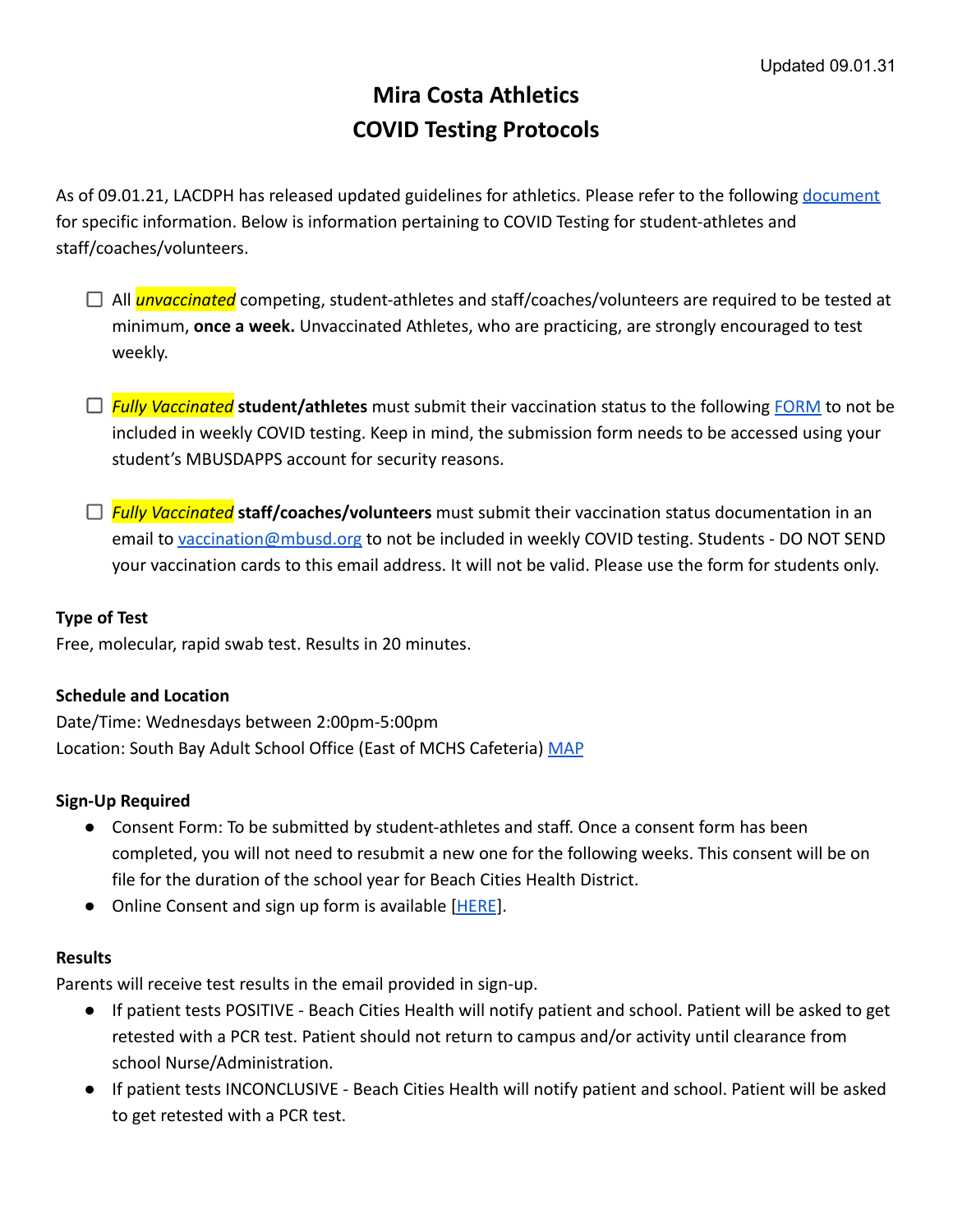Updated 09.01.31

# Mira Costa Athletics
# COVID Testing Protocols

As of 09.01.21, LACDPH has released updated guidelines for athletics. Please refer to the following document for specific information. Below is information pertaining to COVID Testing for student-athletes and staff/coaches/volunteers.

- [ ] All *unvaccinated* competing, student-athletes and staff/coaches/volunteers are required to be tested at minimum, **once a week.** Unvaccinated Athletes, who are practicing, are strongly encouraged to test weekly.

- [ ] *Fully Vaccinated* **student/athletes** must submit their vaccination status to the following FORM to not be included in weekly COVID testing. Keep in mind, the submission form needs to be accessed using your student's MBUSDAPPS account for security reasons.

- [ ] *Fully Vaccinated* **staff/coaches/volunteers** must submit their vaccination status documentation in an email to vaccination@mbusd.org to not be included in weekly COVID testing. Students - DO NOT SEND your vaccination cards to this email address. It will not be valid. Please use the form for students only.

### Type of Test

Free, molecular, rapid swab test. Results in 20 minutes.

### Schedule and Location

Date/Time: Wednesdays between 2:00pm-5:00pm
Location: South Bay Adult School Office (East of MCHS Cafeteria) MAP

### Sign-Up Required

- Consent Form: To be submitted by student-athletes and staff. Once a consent form has been completed, you will not need to resubmit a new one for the following weeks. This consent will be on file for the duration of the school year for Beach Cities Health District.
- Online Consent and sign up form is available [HERE].

### Results

Parents will receive test results in the email provided in sign-up.

- If patient tests POSITIVE - Beach Cities Health will notify patient and school. Patient will be asked to get retested with a PCR test. Patient should not return to campus and/or activity until clearance from school Nurse/Administration.
- If patient tests INCONCLUSIVE - Beach Cities Health will notify patient and school. Patient will be asked to get retested with a PCR test.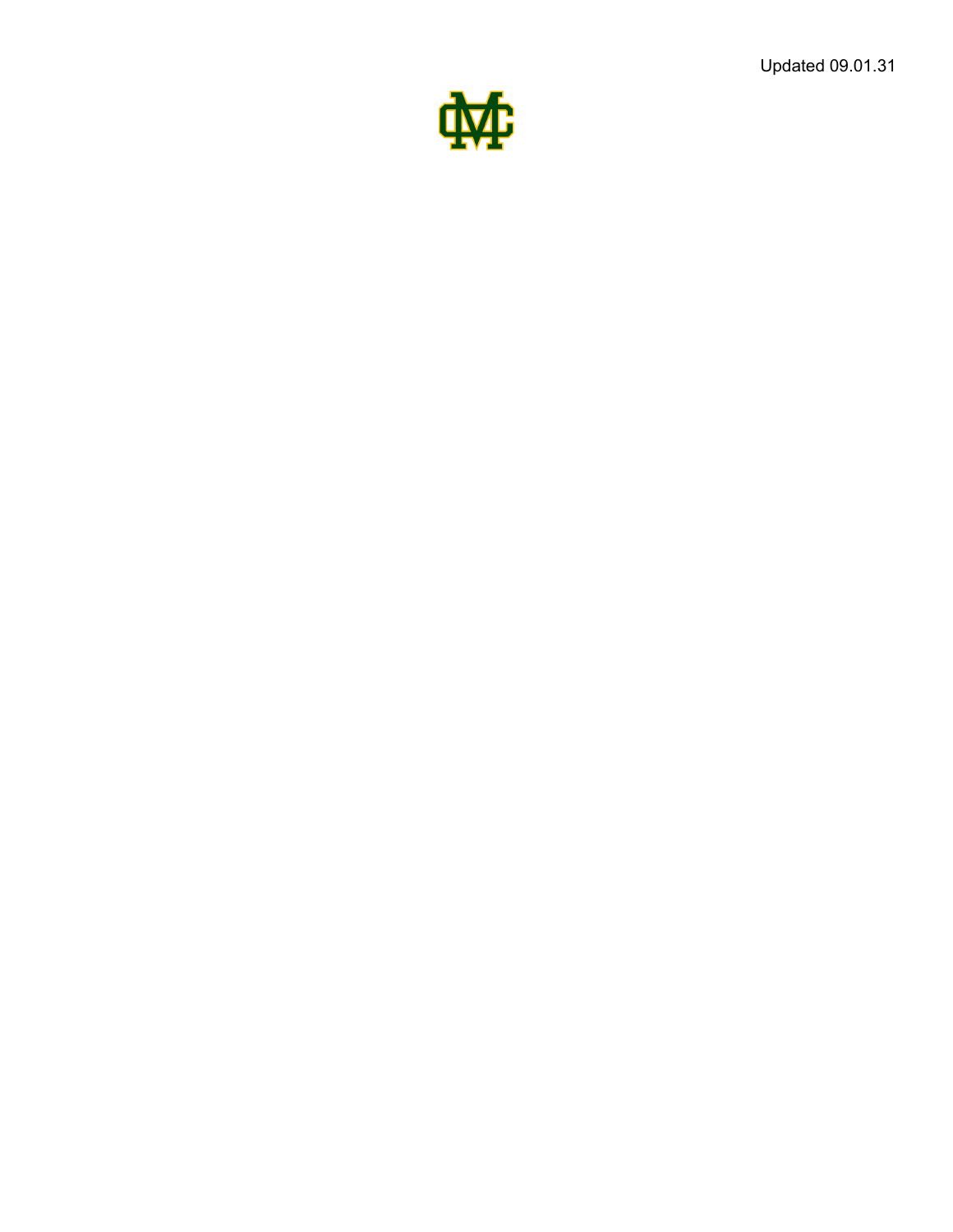Updated 09.01.31